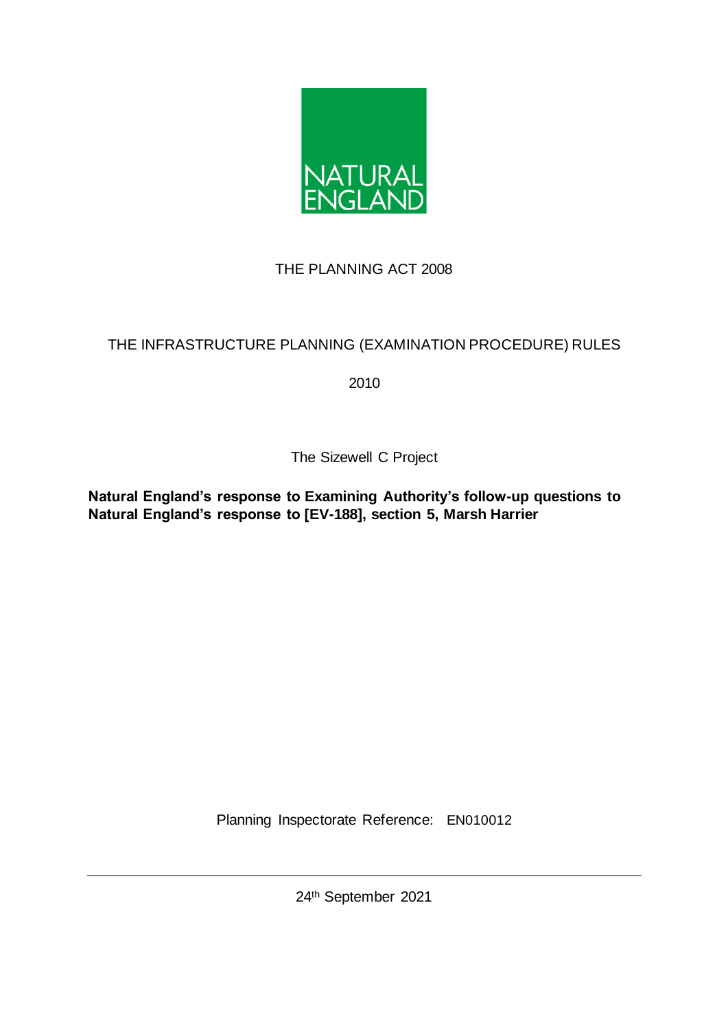NATURAL ENGLAND

THE PLANNING ACT 2008

THE INFRASTRUCTURE PLANNING (EXAMINATION PROCEDURE) RULES 2010

The Sizewell C Project

**Natural England's response to Examining Authority's follow-up questions to Natural England's response to [EV-188], section 5, Marsh Harrier**

Planning Inspectorate Reference: EN010012

24th September 2021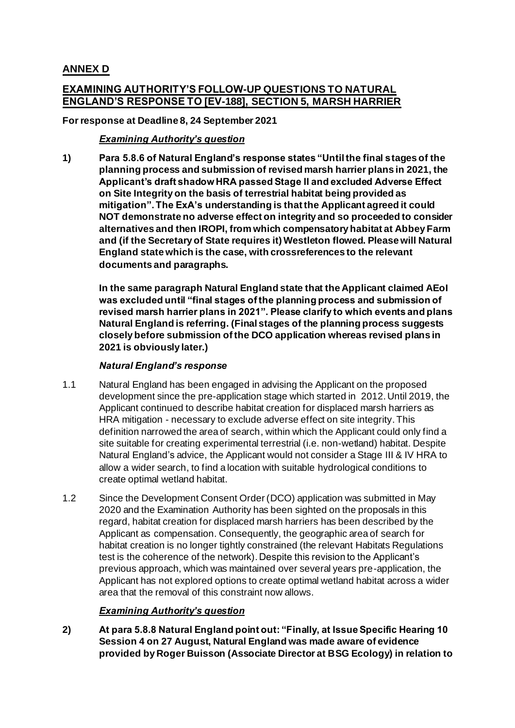## ANNEX D

## EXAMINING AUTHORITY'S FOLLOW-UP QUESTIONS TO NATURAL ENGLAND'S RESPONSE TO [EV-188], SECTION 5, MARSH HARRIER

**For response at Deadline 8, 24 September 2021**

### *Examining Authority's question*

**1) Para 5.8.6 of Natural England's response states "Until the final stages of the planning process and submission of revised marsh harrier plans in 2021, the Applicant's draft shadow HRA passed Stage II and excluded Adverse Effect on Site Integrity on the basis of terrestrial habitat being provided as mitigation". The ExA's understanding is that the Applicant agreed it could NOT demonstrate no adverse effect on integrity and so proceeded to consider alternatives and then IROPI, from which compensatory habitat at Abbey Farm and (if the Secretary of State requires it) Westleton flowed. Please will Natural England state which is the case, with crossreferences to the relevant documents and paragraphs.**

**In the same paragraph Natural England state that the Applicant claimed AEoI was excluded until "final stages of the planning process and submission of revised marsh harrier plans in 2021". Please clarify to which events and plans Natural England is referring. (Final stages of the planning process suggests closely before submission of the DCO application whereas revised plans in 2021 is obviously later.)**

### *Natural England's response*

1.1 Natural England has been engaged in advising the Applicant on the proposed development since the pre-application stage which started in 2012. Until 2019, the Applicant continued to describe habitat creation for displaced marsh harriers as HRA mitigation - necessary to exclude adverse effect on site integrity. This definition narrowed the area of search, within which the Applicant could only find a site suitable for creating experimental terrestrial (i.e. non-wetland) habitat. Despite Natural England's advice, the Applicant would not consider a Stage III & IV HRA to allow a wider search, to find a location with suitable hydrological conditions to create optimal wetland habitat.

1.2 Since the Development Consent Order (DCO) application was submitted in May 2020 and the Examination Authority has been sighted on the proposals in this regard, habitat creation for displaced marsh harriers has been described by the Applicant as compensation. Consequently, the geographic area of search for habitat creation is no longer tightly constrained (the relevant Habitats Regulations test is the coherence of the network). Despite this revision to the Applicant's previous approach, which was maintained over several years pre-application, the Applicant has not explored options to create optimal wetland habitat across a wider area that the removal of this constraint now allows.

### *Examining Authority's question*

**2) At para 5.8.8 Natural England point out: "Finally, at Issue Specific Hearing 10 Session 4 on 27 August, Natural England was made aware of evidence provided by Roger Buisson (Associate Director at BSG Ecology) in relation to**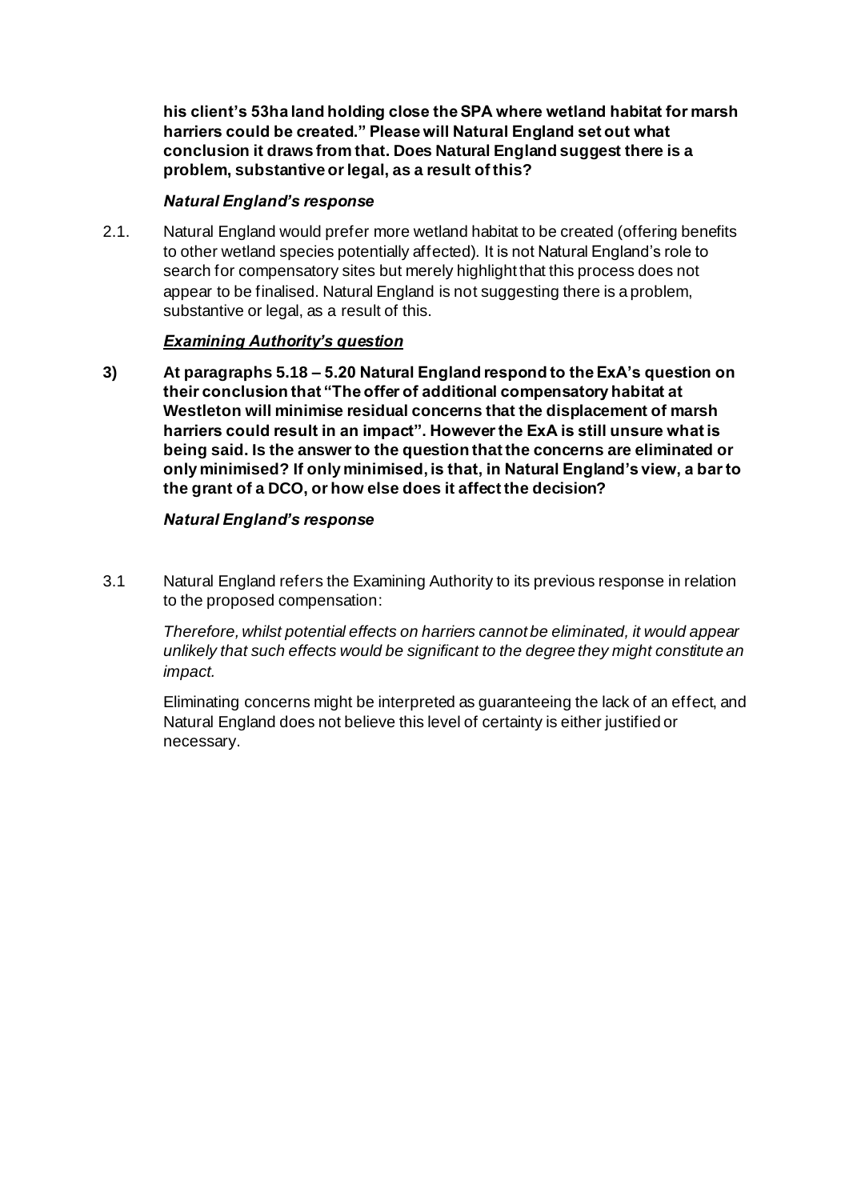**his client's 53ha land holding close the SPA where wetland habitat for marsh harriers could be created." Please will Natural England set out what conclusion it draws from that. Does Natural England suggest there is a problem, substantive or legal, as a result of this?**

***Natural England's response***

2.1. Natural England would prefer more wetland habitat to be created (offering benefits to other wetland species potentially affected). It is not Natural England's role to search for compensatory sites but merely highlight that this process does not appear to be finalised. Natural England is not suggesting there is a problem, substantive or legal, as a result of this.

***Examining Authority's question***

**3) At paragraphs 5.18 – 5.20 Natural England respond to the ExA's question on their conclusion that "The offer of additional compensatory habitat at Westleton will minimise residual concerns that the displacement of marsh harriers could result in an impact". However the ExA is still unsure what is being said. Is the answer to the question that the concerns are eliminated or only minimised? If only minimised, is that, in Natural England's view, a bar to the grant of a DCO, or how else does it affect the decision?**

***Natural England's response***

3.1 Natural England refers the Examining Authority to its previous response in relation to the proposed compensation:

*Therefore, whilst potential effects on harriers cannot be eliminated, it would appear unlikely that such effects would be significant to the degree they might constitute an impact.*

Eliminating concerns might be interpreted as guaranteeing the lack of an effect, and Natural England does not believe this level of certainty is either justified or necessary.